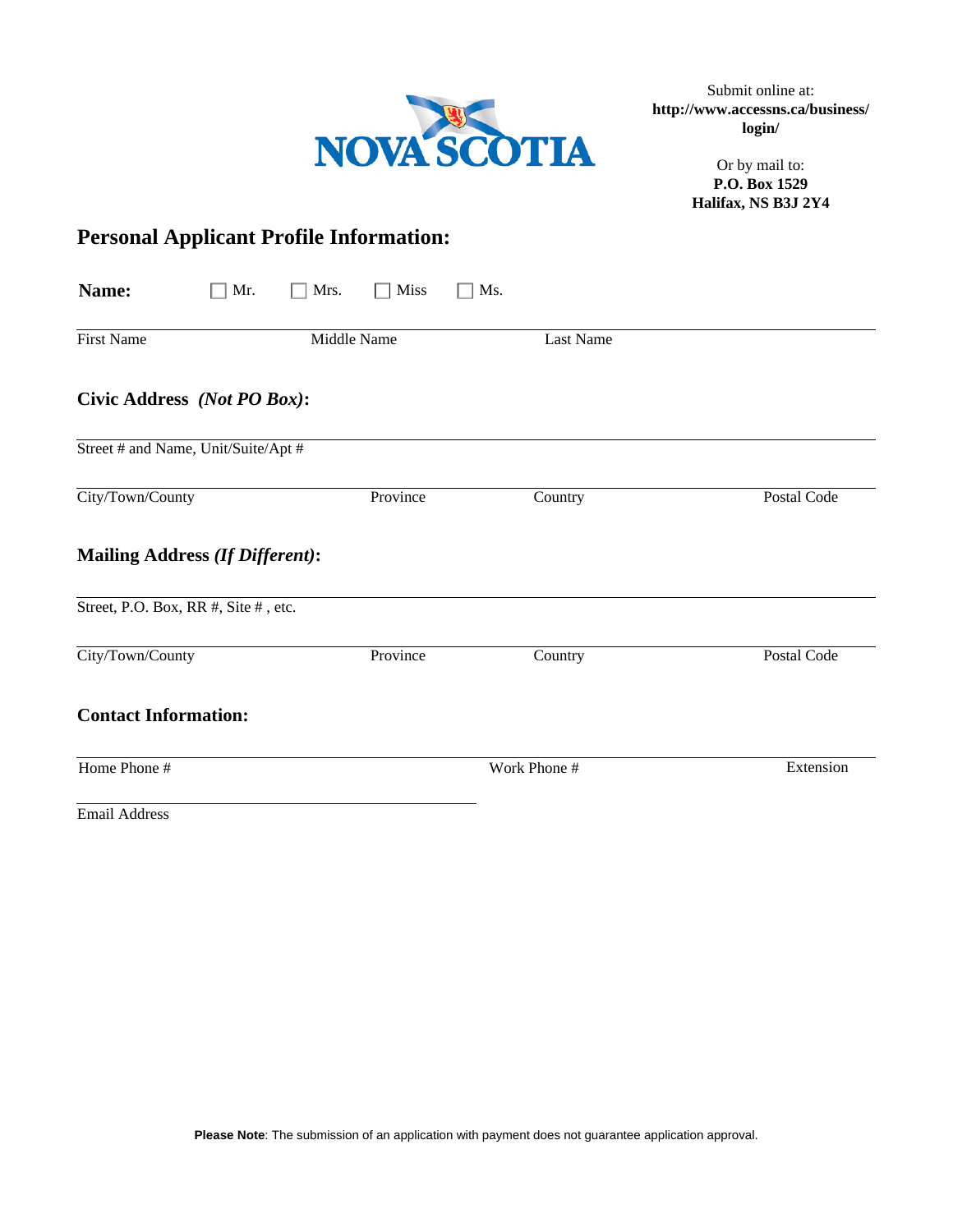NOVA SCOTIA

Submit online at:
**http://www.accessns.ca/business/login/**

Or by mail to:
**P.O. Box 1529**
**Halifax, NS B3J 2Y4**

## Personal Applicant Profile Information:

**Name:** ☐ Mr. ☐ Mrs. ☐ Miss ☐ Ms.

First Name | Middle Name | Last Name

### Civic Address *(Not PO Box)*:

Street # and Name, Unit/Suite/Apt #

City/Town/County | Province | Country | Postal Code

### Mailing Address *(If Different)*:

Street, P.O. Box, RR #, Site # , etc.

City/Town/County | Province | Country | Postal Code

### Contact Information:

Home Phone # | Work Phone # | Extension

Email Address

**Please Note**: The submission of an application with payment does not guarantee application approval.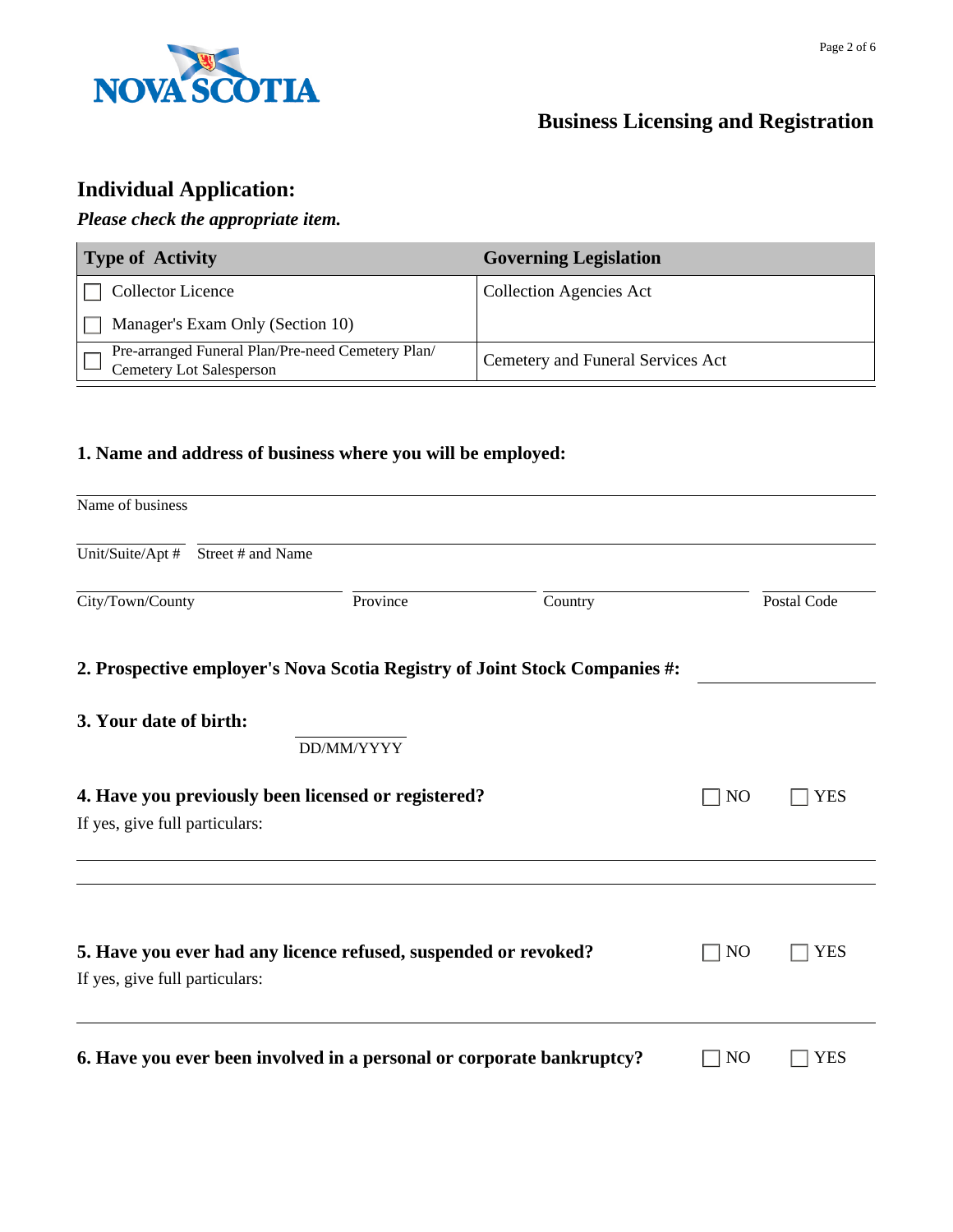## Business Licensing and Registration

## Individual Application:

***Please check the appropriate item.***

| Type of Activity | Governing Legislation |
| --- | --- |
| ☐ Collector Licence<br>☐ Manager's Exam Only (Section 10) | Collection Agencies Act |
| ☐ Pre-arranged Funeral Plan/Pre-need Cemetery Plan/ Cemetery Lot Salesperson | Cemetery and Funeral Services Act |

### 1. Name and address of business where you will be employed:

Name of business ______________________________

Unit/Suite/Apt # ________ Street # and Name ______________________________

City/Town/County ________ Province ________ Country ________ Postal Code ________

### 2. Prospective employer's Nova Scotia Registry of Joint Stock Companies #: ______________

### 3. Your date of birth: ______________ DD/MM/YYYY

### 4. Have you previously been licensed or registered? ☐ NO ☐ YES

If yes, give full particulars:

______________________________

______________________________

### 5. Have you ever had any licence refused, suspended or revoked? ☐ NO ☐ YES

If yes, give full particulars:

______________________________

### 6. Have you ever been involved in a personal or corporate bankruptcy? ☐ NO ☐ YES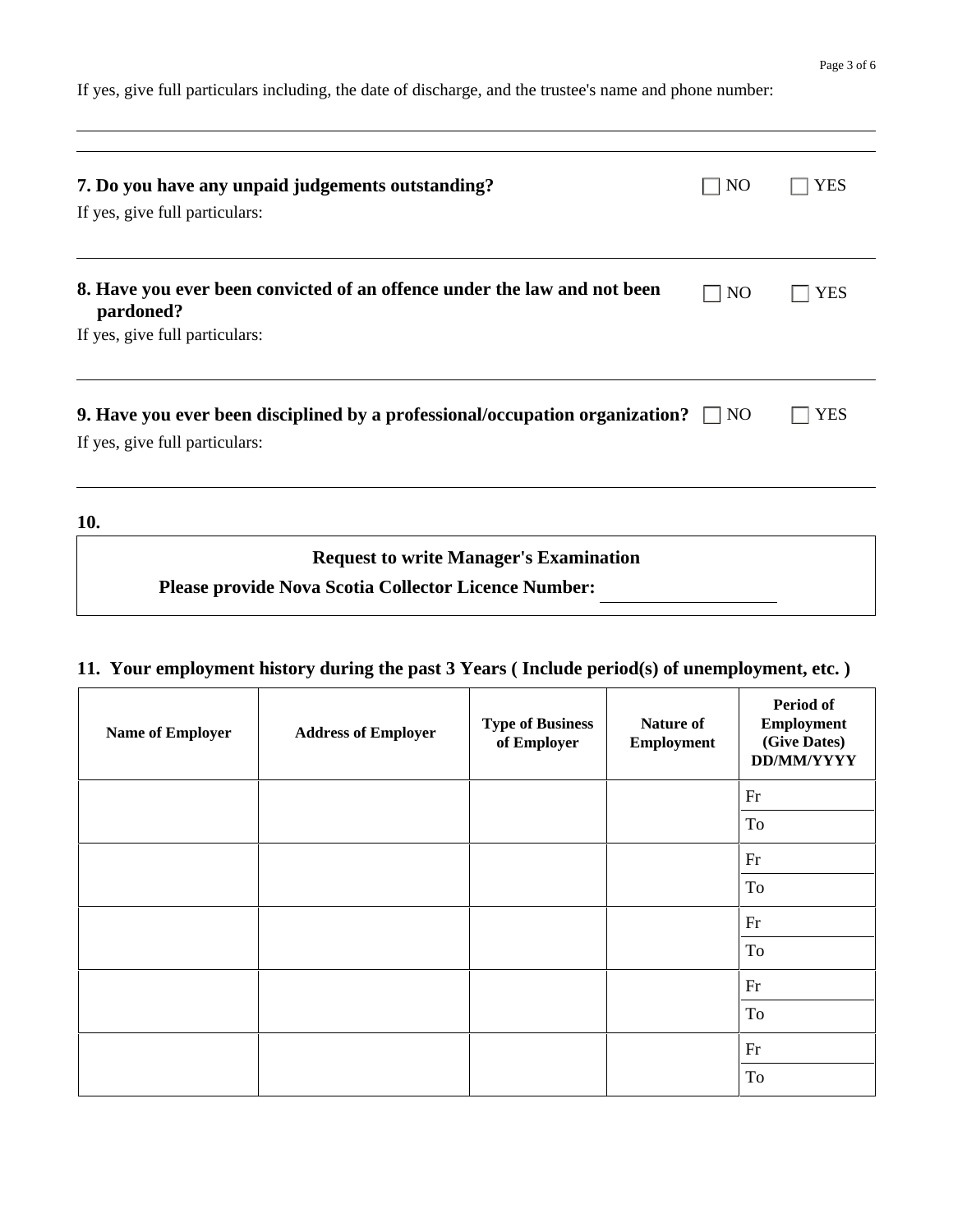If yes, give full particulars including, the date of discharge, and the trustee's name and phone number:

**7. Do you have any unpaid judgements outstanding?** ☐ NO ☐ YES

If yes, give full particulars:

**8. Have you ever been convicted of an offence under the law and not been pardoned?** ☐ NO ☐ YES

If yes, give full particulars:

**9. Have you ever been disciplined by a professional/occupation organization?** ☐ NO ☐ YES

If yes, give full particulars:

**10.**

**Request to write Manager's Examination**

**Please provide Nova Scotia Collector Licence Number:** ____________________

**11. Your employment history during the past 3 Years ( Include period(s) of unemployment, etc. )**

| Name of Employer | Address of Employer | Type of Business of Employer | Nature of Employment | Period of Employment (Give Dates) DD/MM/YYYY |
|---|---|---|---|---|
| | | | | Fr<br>To |
| | | | | Fr<br>To |
| | | | | Fr<br>To |
| | | | | Fr<br>To |
| | | | | Fr<br>To |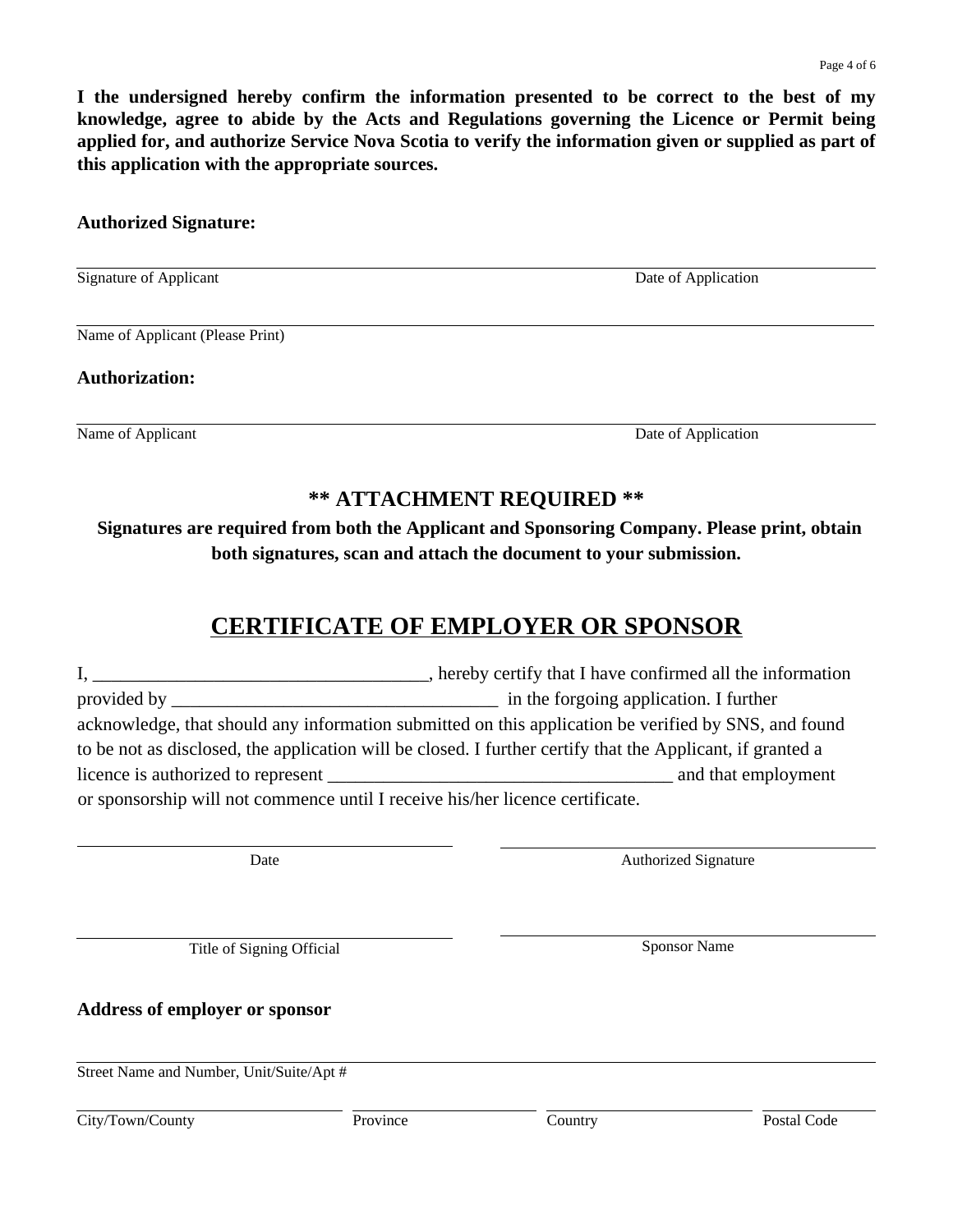**I the undersigned hereby confirm the information presented to be correct to the best of my knowledge, agree to abide by the Acts and Regulations governing the Licence or Permit being applied for, and authorize Service Nova Scotia to verify the information given or supplied as part of this application with the appropriate sources.**

**Authorized Signature:**

\_\_\_\_\_\_\_\_\_\_\_\_\_\_\_\_\_\_\_\_\_\_\_\_\_\_\_\_\_\_\_\_\_\_\_\_\_\_\_\_\_\_\_\_\_\_\_\_\_\_\_\_\_\_\_\_\_\_\_\_\_\_\_\_\_\_\_\_

Signature of Applicant                                                                                    Date of Application

\_\_\_\_\_\_\_\_\_\_\_\_\_\_\_\_\_\_\_\_\_\_\_\_\_\_\_\_\_\_\_\_\_\_\_\_\_\_\_\_\_\_\_\_\_\_\_\_\_\_\_\_\_\_\_\_\_\_\_\_\_\_\_\_\_\_\_\_

Name of Applicant (Please Print)

**Authorization:**

\_\_\_\_\_\_\_\_\_\_\_\_\_\_\_\_\_\_\_\_\_\_\_\_\_\_\_\_\_\_\_\_\_\_\_\_\_\_\_\_\_\_\_\_\_\_\_\_\_\_\_\_\_\_\_\_\_\_\_\_\_\_\_\_\_\_\_\_

Name of Applicant                                                                                          Date of Application

## ** ATTACHMENT REQUIRED **

**Signatures are required from both the Applicant and Sponsoring Company. Please print, obtain both signatures, scan and attach the document to your submission.**

## CERTIFICATE OF EMPLOYER OR SPONSOR

I, \_\_\_\_\_\_\_\_\_\_\_\_\_\_\_\_\_\_\_\_\_\_\_\_\_\_\_\_\_\_\_\_\_\_\_\_\_, hereby certify that I have confirmed all the information provided by \_\_\_\_\_\_\_\_\_\_\_\_\_\_\_\_\_\_\_\_\_\_\_\_\_\_\_\_\_\_\_\_\_\_\_ in the forgoing application. I further acknowledge, that should any information submitted on this application be verified by SNS, and found to be not as disclosed, the application will be closed. I further certify that the Applicant, if granted a licence is authorized to represent \_\_\_\_\_\_\_\_\_\_\_\_\_\_\_\_\_\_\_\_\_\_\_\_\_\_\_\_\_\_\_\_\_\_\_\_\_ and that employment or sponsorship will not commence until I receive his/her licence certificate.

\_\_\_\_\_\_\_\_\_\_\_\_\_\_\_\_\_\_\_\_\_\_\_\_\_\_\_\_\_\_\_\_        \_\_\_\_\_\_\_\_\_\_\_\_\_\_\_\_\_\_\_\_\_\_\_\_\_\_\_\_\_\_\_\_

Date                                                                        Authorized Signature

\_\_\_\_\_\_\_\_\_\_\_\_\_\_\_\_\_\_\_\_\_\_\_\_\_\_\_\_\_\_\_\_        \_\_\_\_\_\_\_\_\_\_\_\_\_\_\_\_\_\_\_\_\_\_\_\_\_\_\_\_\_\_\_\_

Title of Signing Official                                             Sponsor Name

**Address of employer or sponsor**

\_\_\_\_\_\_\_\_\_\_\_\_\_\_\_\_\_\_\_\_\_\_\_\_\_\_\_\_\_\_\_\_\_\_\_\_\_\_\_\_\_\_\_\_\_\_\_\_\_\_\_\_\_\_\_\_\_\_\_\_\_\_\_\_\_\_\_\_

Street Name and Number, Unit/Suite/Apt #

\_\_\_\_\_\_\_\_\_\_\_\_\_\_\_\_\_\_\_\_   \_\_\_\_\_\_\_\_\_\_\_\_\_\_   \_\_\_\_\_\_\_\_\_\_\_\_\_\_\_\_   \_\_\_\_\_\_\_\_\_

City/Town/County                Province                Country                Postal Code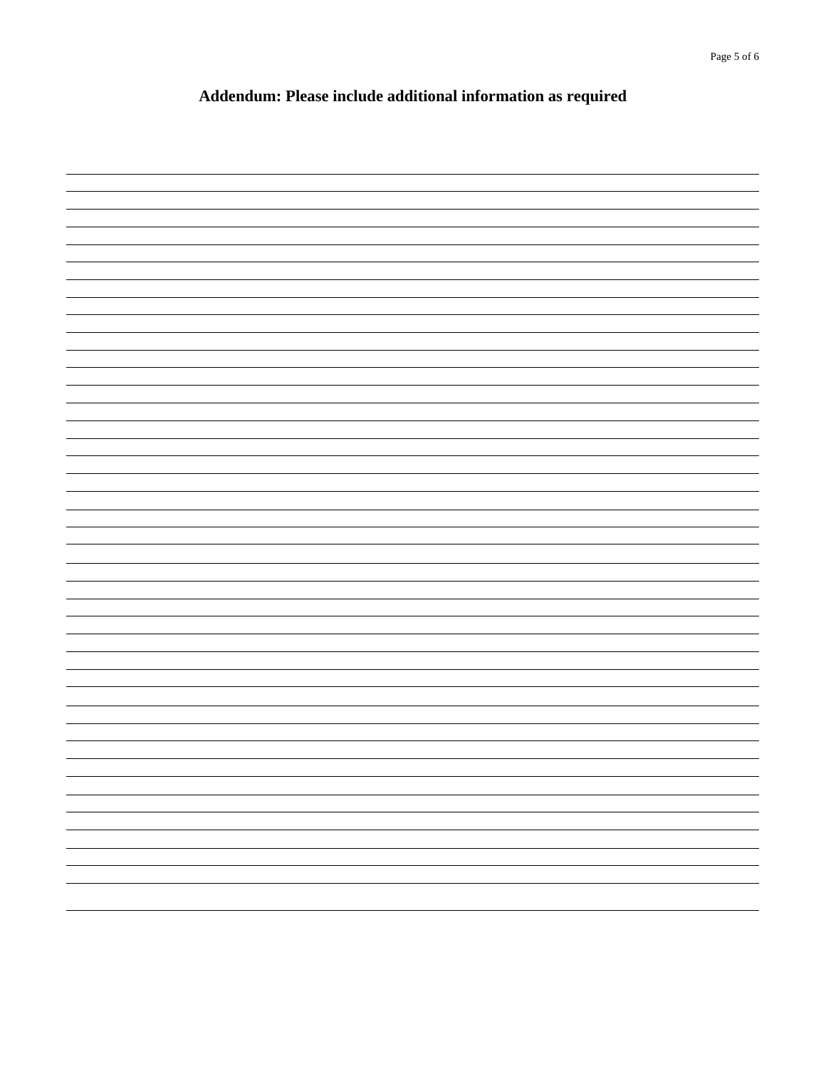## Addendum: Please include additional information as required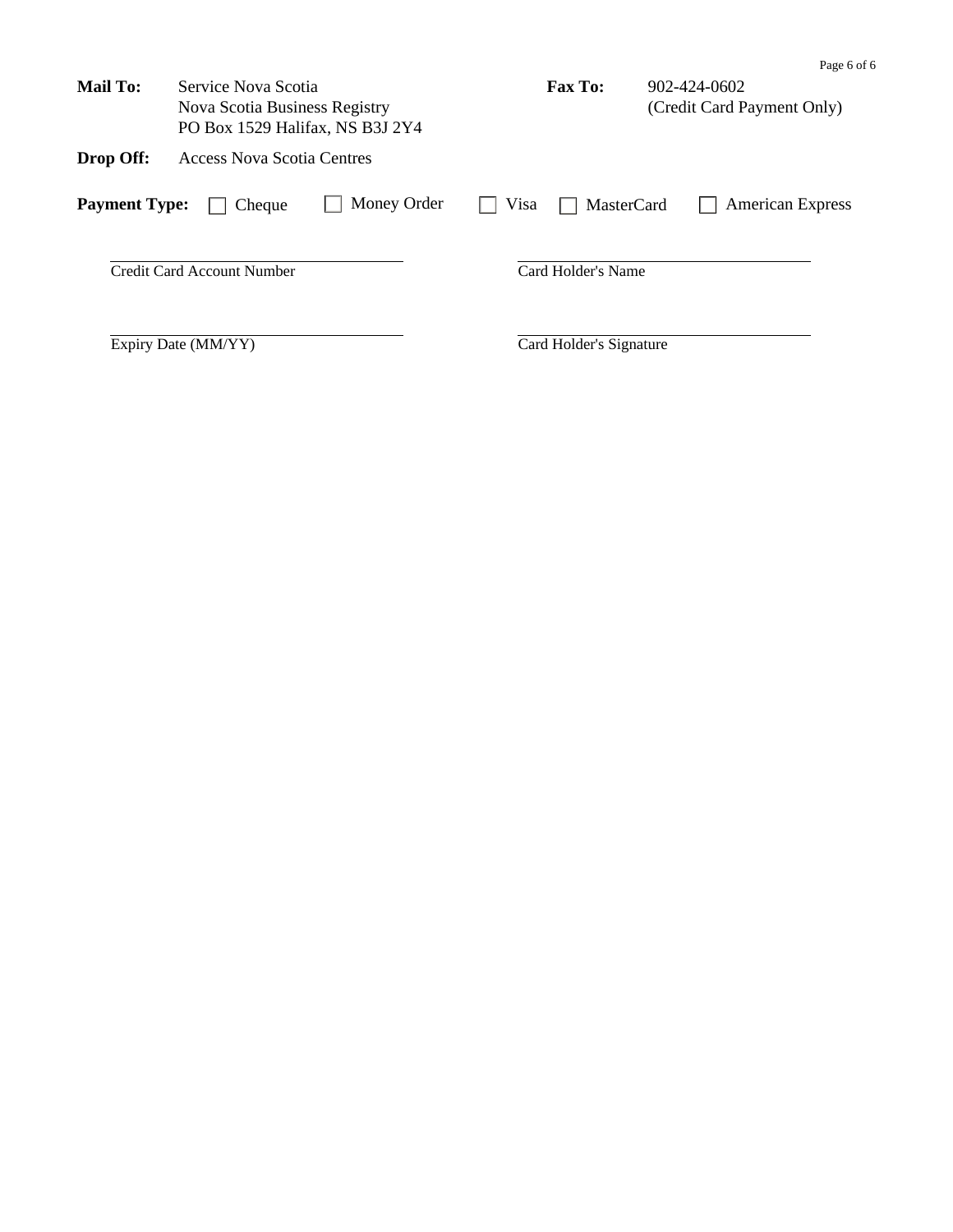**Mail To:** Service Nova Scotia
Nova Scotia Business Registry
PO Box 1529 Halifax, NS B3J 2Y4

**Fax To:** 902-424-0602
(Credit Card Payment Only)

**Drop Off:** Access Nova Scotia Centres

**Payment Type:** ☐ Cheque ☐ Money Order ☐ Visa ☐ MasterCard ☐ American Express

\_\_\_\_\_\_\_\_\_\_\_\_\_\_\_\_\_\_\_\_\_\_\_\_\_\_\_\_\_\_
Credit Card Account Number

\_\_\_\_\_\_\_\_\_\_\_\_\_\_\_\_\_\_\_\_\_\_\_\_\_\_\_\_\_\_
Card Holder's Name

\_\_\_\_\_\_\_\_\_\_\_\_\_\_\_\_\_\_\_\_\_\_\_\_\_\_\_\_\_\_
Expiry Date (MM/YY)

\_\_\_\_\_\_\_\_\_\_\_\_\_\_\_\_\_\_\_\_\_\_\_\_\_\_\_\_\_\_
Card Holder's Signature